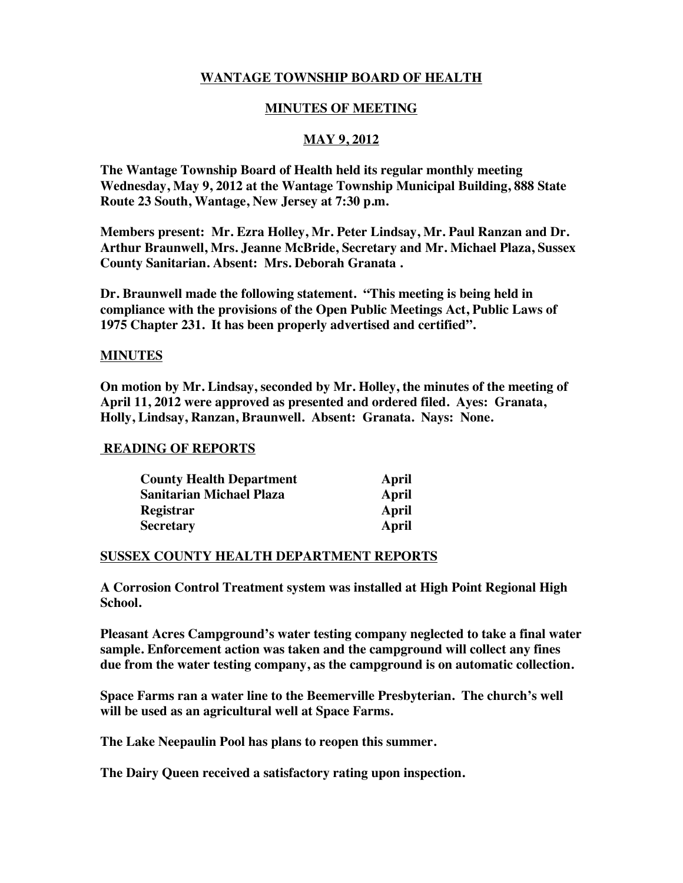# WANTAGE TOWNSHIP BOARD OF HEALTH

## MINUTES OF MEETING

## MAY 9, 2012

**The Wantage Township Board of Health held its regular monthly meeting Wednesday, May 9, 2012 at the Wantage Township Municipal Building, 888 State Route 23 South, Wantage, New Jersey at 7:30 p.m.**

**Members present: Mr. Ezra Holley, Mr. Peter Lindsay, Mr. Paul Ranzan and Dr. Arthur Braunwell, Mrs. Jeanne McBride, Secretary and Mr. Michael Plaza, Sussex County Sanitarian. Absent: Mrs. Deborah Granata .**

**Dr. Braunwell made the following statement. "This meeting is being held in compliance with the provisions of the Open Public Meetings Act, Public Laws of 1975 Chapter 231. It has been properly advertised and certified".**

### MINUTES

**On motion by Mr. Lindsay, seconded by Mr. Holley, the minutes of the meeting of April 11, 2012 were approved as presented and ordered filed. Ayes: Granata, Holly, Lindsay, Ranzan, Braunwell. Absent: Granata. Nays: None.**

### READING OF REPORTS

| | |
|---|---|
| **County Health Department** | **April** |
| **Sanitarian Michael Plaza** | **April** |
| **Registrar** | **April** |
| **Secretary** | **April** |

### SUSSEX COUNTY HEALTH DEPARTMENT REPORTS

**A Corrosion Control Treatment system was installed at High Point Regional High School.**

**Pleasant Acres Campground's water testing company neglected to take a final water sample. Enforcement action was taken and the campground will collect any fines due from the water testing company, as the campground is on automatic collection.**

**Space Farms ran a water line to the Beemerville Presbyterian. The church's well will be used as an agricultural well at Space Farms.**

**The Lake Neepaulin Pool has plans to reopen this summer.**

**The Dairy Queen received a satisfactory rating upon inspection.**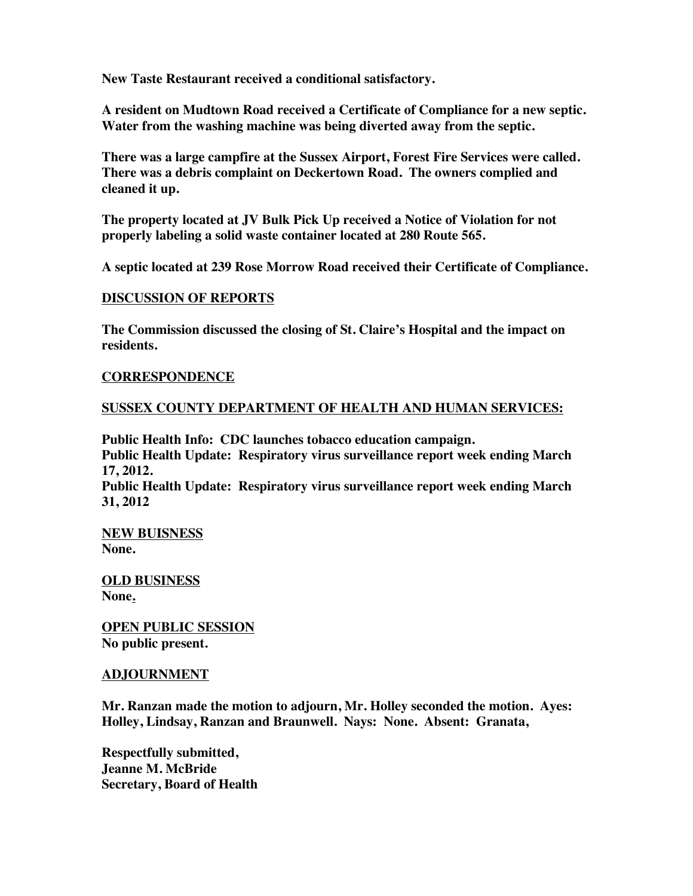**New Taste Restaurant received a conditional satisfactory.**

**A resident on Mudtown Road received a Certificate of Compliance for a new septic. Water from the washing machine was being diverted away from the septic.**

**There was a large campfire at the Sussex Airport, Forest Fire Services were called. There was a debris complaint on Deckertown Road. The owners complied and cleaned it up.**

**The property located at JV Bulk Pick Up received a Notice of Violation for not properly labeling a solid waste container located at 280 Route 565.**

**A septic located at 239 Rose Morrow Road received their Certificate of Compliance.**

**DISCUSSION OF REPORTS**

**The Commission discussed the closing of St. Claire's Hospital and the impact on residents.**

**CORRESPONDENCE**

**SUSSEX COUNTY DEPARTMENT OF HEALTH AND HUMAN SERVICES:**

**Public Health Info: CDC launches tobacco education campaign.**
**Public Health Update: Respiratory virus surveillance report week ending March 17, 2012.**
**Public Health Update: Respiratory virus surveillance report week ending March 31, 2012**

**NEW BUISNESS**
**None.**

**OLD BUSINESS**
**None.**

**OPEN PUBLIC SESSION**
**No public present.**

**ADJOURNMENT**

**Mr. Ranzan made the motion to adjourn, Mr. Holley seconded the motion. Ayes: Holley, Lindsay, Ranzan and Braunwell. Nays: None. Absent: Granata,**

**Respectfully submitted,**
**Jeanne M. McBride**
**Secretary, Board of Health**